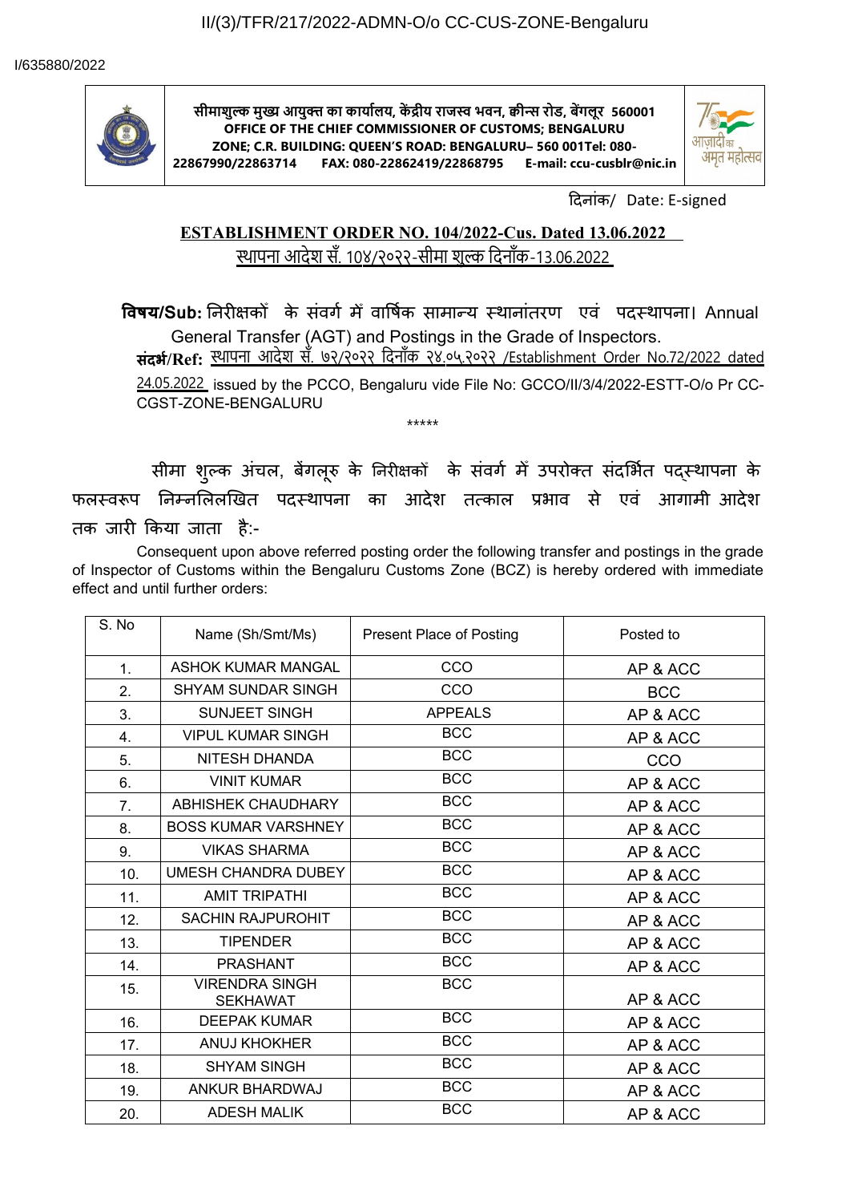II/(3)/TFR/217/2022-ADMN-O/o CC-CUS-ZONE-Bengaluru

I/635880/2022

**सीमाशुल्क मुख्य आयुक्त का कार्यालय, केंद्रीय राजस्व भवन, क्वीन्स रोड, बेंगलूर 560001**
**OFFICE OF THE CHIEF COMMISSIONER OF CUSTOMS; BENGALURU ZONE; C.R. BUILDING: QUEEN'S ROAD: BENGALURU– 560 001Tel: 080-22867990/22863714 FAX: 080-22862419/22868795 E-mail: ccu-cusblr@nic.in**

दिनांक/ Date: E-signed

## ESTABLISHMENT ORDER NO. 104/2022-Cus. Dated 13.06.2022
## स्थापना आदेश सँ. 10४/२०२२-सीमा शुल्क दिनाँक-13.06.2022

**विषय/Sub:** निरीक्षकों के संवर्ग में वार्षिक सामान्य स्थानांतरण एवं पदस्थापना। Annual General Transfer (AGT) and Postings in the Grade of Inspectors.

**संदर्भ/Ref:** स्थापना आदेश सँ. ७२/२०२२ दिनाँक २४.०५.२०२२ /Establishment Order No.72/2022 dated 24.05.2022 issued by the PCCO, Bengaluru vide File No: GCCO/II/3/4/2022-ESTT-O/o Pr CC-CGST-ZONE-BENGALURU

\*\*\*\*\*

सीमा शुल्क अंचल, बेंगलूरु के निरीक्षकों के संवर्ग में उपरोक्त संदर्भित पद्स्थापना के फलस्वरूप निम्नलिलखित पदस्थापना का आदेश तत्काल प्रभाव से एवं आगामी आदेश तक जारी किया जाता है:-

Consequent upon above referred posting order the following transfer and postings in the grade of Inspector of Customs within the Bengaluru Customs Zone (BCZ) is hereby ordered with immediate effect and until further orders:

| S. No | Name (Sh/Smt/Ms) | Present Place of Posting | Posted to |
|---|---|---|---|
| 1. | ASHOK KUMAR MANGAL | CCO | AP & ACC |
| 2. | SHYAM SUNDAR SINGH | CCO | BCC |
| 3. | SUNJEET SINGH | APPEALS | AP & ACC |
| 4. | VIPUL KUMAR SINGH | BCC | AP & ACC |
| 5. | NITESH DHANDA | BCC | CCO |
| 6. | VINIT KUMAR | BCC | AP & ACC |
| 7. | ABHISHEK CHAUDHARY | BCC | AP & ACC |
| 8. | BOSS KUMAR VARSHNEY | BCC | AP & ACC |
| 9. | VIKAS SHARMA | BCC | AP & ACC |
| 10. | UMESH CHANDRA DUBEY | BCC | AP & ACC |
| 11. | AMIT TRIPATHI | BCC | AP & ACC |
| 12. | SACHIN RAJPUROHIT | BCC | AP & ACC |
| 13. | TIPENDER | BCC | AP & ACC |
| 14. | PRASHANT | BCC | AP & ACC |
| 15. | VIRENDRA SINGH SEKHAWAT | BCC | AP & ACC |
| 16. | DEEPAK KUMAR | BCC | AP & ACC |
| 17. | ANUJ KHOKHER | BCC | AP & ACC |
| 18. | SHYAM SINGH | BCC | AP & ACC |
| 19. | ANKUR BHARDWAJ | BCC | AP & ACC |
| 20. | ADESH MALIK | BCC | AP & ACC |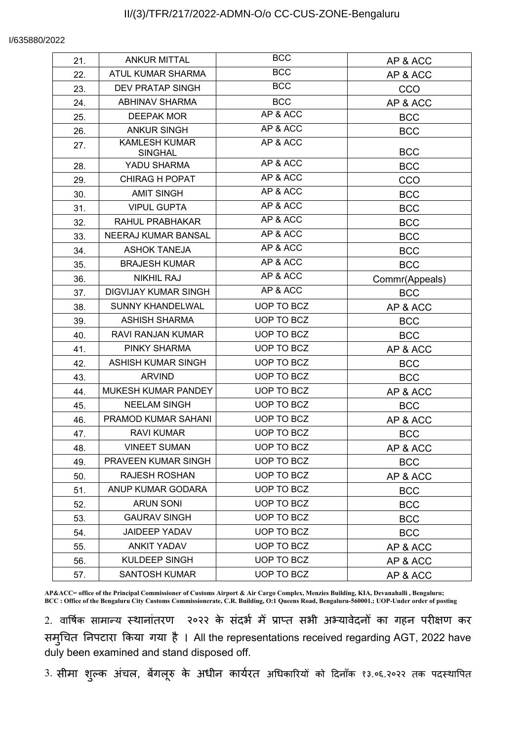II/(3)/TFR/217/2022-ADMN-O/o CC-CUS-ZONE-Bengaluru

I/635880/2022

| | | | |
|---|---|---|---|
| 21. | ANKUR MITTAL | BCC | AP & ACC |
| 22. | ATUL KUMAR SHARMA | BCC | AP & ACC |
| 23. | DEV PRATAP SINGH | BCC | CCO |
| 24. | ABHINAV SHARMA | BCC | AP & ACC |
| 25. | DEEPAK MOR | AP & ACC | BCC |
| 26. | ANKUR SINGH | AP & ACC | BCC |
| 27. | KAMLESH KUMAR SINGHAL | AP & ACC | BCC |
| 28. | YADU SHARMA | AP & ACC | BCC |
| 29. | CHIRAG H POPAT | AP & ACC | CCO |
| 30. | AMIT SINGH | AP & ACC | BCC |
| 31. | VIPUL GUPTA | AP & ACC | BCC |
| 32. | RAHUL PRABHAKAR | AP & ACC | BCC |
| 33. | NEERAJ KUMAR BANSAL | AP & ACC | BCC |
| 34. | ASHOK TANEJA | AP & ACC | BCC |
| 35. | BRAJESH KUMAR | AP & ACC | BCC |
| 36. | NIKHIL RAJ | AP & ACC | Commr(Appeals) |
| 37. | DIGVIJAY KUMAR SINGH | AP & ACC | BCC |
| 38. | SUNNY KHANDELWAL | UOP TO BCZ | AP & ACC |
| 39. | ASHISH SHARMA | UOP TO BCZ | BCC |
| 40. | RAVI RANJAN KUMAR | UOP TO BCZ | BCC |
| 41. | PINKY SHARMA | UOP TO BCZ | AP & ACC |
| 42. | ASHISH KUMAR SINGH | UOP TO BCZ | BCC |
| 43. | ARVIND | UOP TO BCZ | BCC |
| 44. | MUKESH KUMAR PANDEY | UOP TO BCZ | AP & ACC |
| 45. | NEELAM SINGH | UOP TO BCZ | BCC |
| 46. | PRAMOD KUMAR SAHANI | UOP TO BCZ | AP & ACC |
| 47. | RAVI KUMAR | UOP TO BCZ | BCC |
| 48. | VINEET SUMAN | UOP TO BCZ | AP & ACC |
| 49. | PRAVEEN KUMAR SINGH | UOP TO BCZ | BCC |
| 50. | RAJESH ROSHAN | UOP TO BCZ | AP & ACC |
| 51. | ANUP KUMAR GODARA | UOP TO BCZ | BCC |
| 52. | ARUN SONI | UOP TO BCZ | BCC |
| 53. | GAURAV SINGH | UOP TO BCZ | BCC |
| 54. | JAIDEEP YADAV | UOP TO BCZ | BCC |
| 55. | ANKIT YADAV | UOP TO BCZ | AP & ACC |
| 56. | KULDEEP SINGH | UOP TO BCZ | AP & ACC |
| 57. | SANTOSH KUMAR | UOP TO BCZ | AP & ACC |

**AP&ACC= office of the Principal Commissioner of Customs Airport & Air Cargo Complex, Menzies Building, KIA, Devanahalli , Bengaluru; BCC : Office of the Bengaluru City Customs Commissionerate, C.R. Building, O:1 Queens Road, Bengaluru-560001.; UOP-Under order of posting**

2. वार्षिक सामान्य स्थानांतरण २०२२ के संदर्भ में प्राप्त सभी अभ्यावेदनों का गहन परीक्षण कर समुचित निपटारा किया गया है । All the representations received regarding AGT, 2022 have duly been examined and stand disposed off.

3. सीमा शुल्क अंचल, बेंगलूरु के अधीन कार्यरत अधिकारियों को दिनाँक १३.०६.२०२२ तक पदस्थापित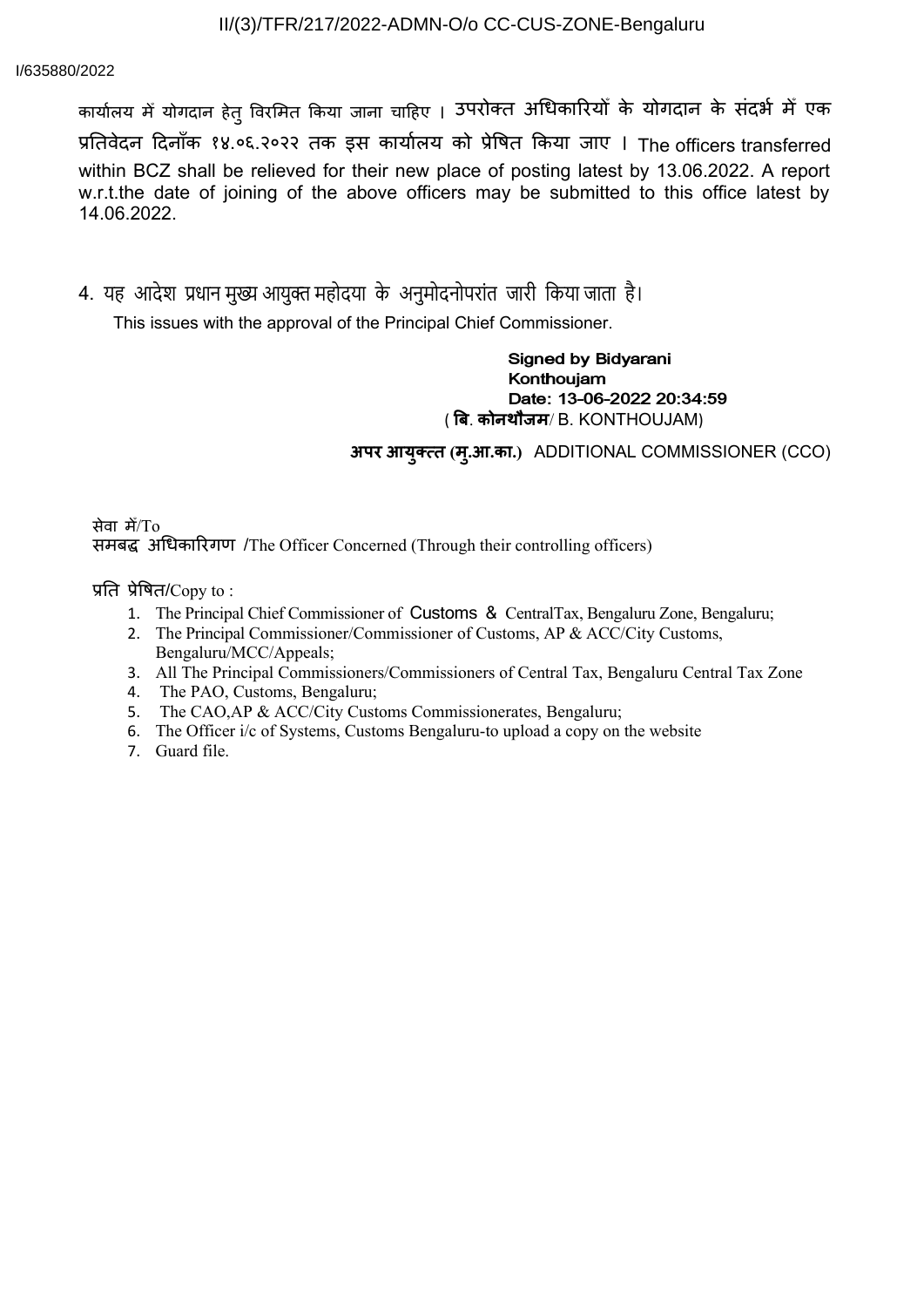कार्यालय में योगदान हेतु विरमित किया जाना चाहिए । उपरोक्त अधिकारियों के योगदान के संदर्भ में एक प्रतिवेदन दिनाँक १४.०६.२०२२ तक इस कार्यालय को प्रेषित किया जाए । The officers transferred within BCZ shall be relieved for their new place of posting latest by 13.06.2022. A report w.r.t.the date of joining of the above officers may be submitted to this office latest by 14.06.2022.

4. यह आदेश प्रधान मुख्य आयुक्त महोदया के अनुमोदनोपरांत जारी किया जाता है।

This issues with the approval of the Principal Chief Commissioner.

**Signed by Bidyarani Konthoujam**
**Date: 13-06-2022 20:34:59**

( **बि. कोनथौजम**/ B. KONTHOUJAM)

**अपर आयुक्त (मु.आ.का.)** ADDITIONAL COMMISSIONER (CCO)

सेवा में/To

समबद्ध अधिकारिगण /The Officer Concerned (Through their controlling officers)

प्रति प्रेषित/Copy to :

1. The Principal Chief Commissioner of Customs & CentralTax, Bengaluru Zone, Bengaluru;
2. The Principal Commissioner/Commissioner of Customs, AP & ACC/City Customs, Bengaluru/MCC/Appeals;
3. All The Principal Commissioners/Commissioners of Central Tax, Bengaluru Central Tax Zone
4. The PAO, Customs, Bengaluru;
5. The CAO,AP & ACC/City Customs Commissionerates, Bengaluru;
6. The Officer i/c of Systems, Customs Bengaluru-to upload a copy on the website
7. Guard file.